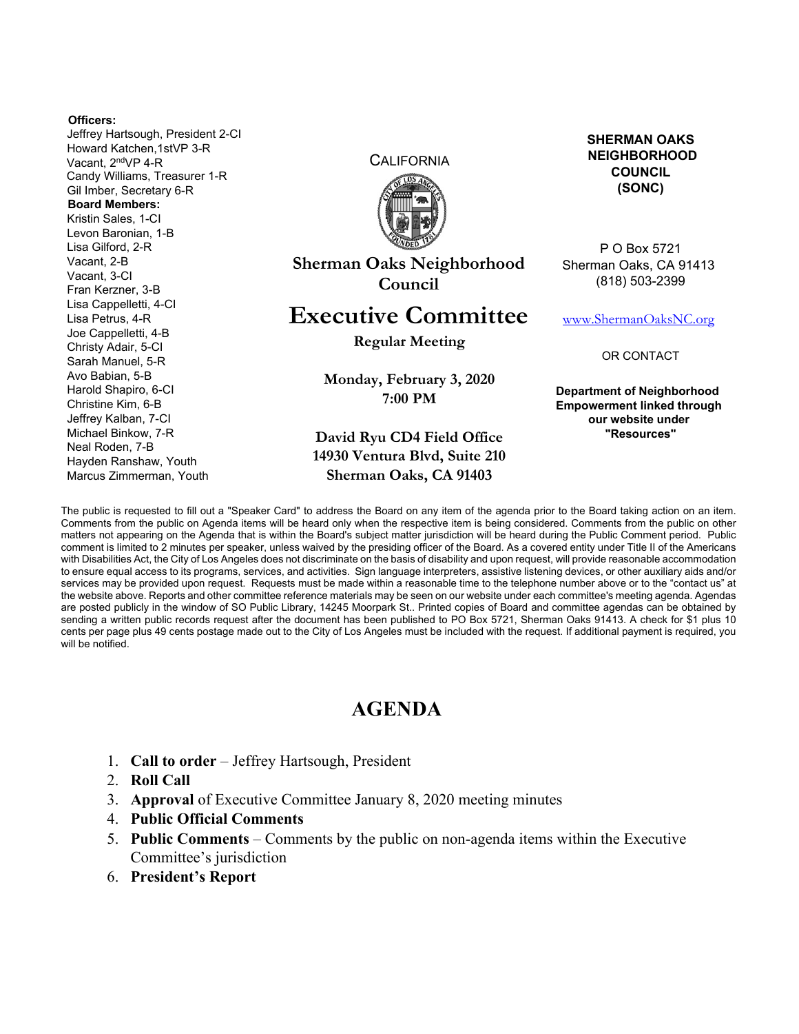**Officers:**
Jeffrey Hartsough, President 2-CI
Howard Katchen, 1stVP 3-R
Vacant, 2ndVP 4-R
Candy Williams, Treasurer 1-R
Gil Imber, Secretary 6-R

**Board Members:**
Kristin Sales, 1-CI
Levon Baronian, 1-B
Lisa Gilford, 2-R
Vacant, 2-B
Vacant, 3-CI
Fran Kerzner, 3-B
Lisa Cappelletti, 4-CI
Lisa Petrus, 4-R
Joe Cappelletti, 4-B
Christy Adair, 5-CI
Sarah Manuel, 5-R
Avo Babian, 5-B
Harold Shapiro, 6-CI
Christine Kim, 6-B
Jeffrey Kalban, 7-CI
Michael Binkow, 7-R
Neal Roden, 7-B
Hayden Ranshaw, Youth
Marcus Zimmerman, Youth

CALIFORNIA

# Sherman Oaks Neighborhood Council

# Executive Committee

**Regular Meeting**

**Monday, February 3, 2020**
**7:00 PM**

**David Ryu CD4 Field Office**
**14930 Ventura Blvd, Suite 210**
**Sherman Oaks, CA 91403**

**SHERMAN OAKS NEIGHBORHOOD COUNCIL (SONC)**

P O Box 5721
Sherman Oaks, CA 91413
(818) 503-2399

www.ShermanOaksNC.org

OR CONTACT

**Department of Neighborhood Empowerment linked through our website under "Resources"**

The public is requested to fill out a "Speaker Card" to address the Board on any item of the agenda prior to the Board taking action on an item. Comments from the public on Agenda items will be heard only when the respective item is being considered. Comments from the public on other matters not appearing on the Agenda that is within the Board's subject matter jurisdiction will be heard during the Public Comment period. Public comment is limited to 2 minutes per speaker, unless waived by the presiding officer of the Board. As a covered entity under Title II of the Americans with Disabilities Act, the City of Los Angeles does not discriminate on the basis of disability and upon request, will provide reasonable accommodation to ensure equal access to its programs, services, and activities. Sign language interpreters, assistive listening devices, or other auxiliary aids and/or services may be provided upon request. Requests must be made within a reasonable time to the telephone number above or to the "contact us" at the website above. Reports and other committee reference materials may be seen on our website under each committee's meeting agenda. Agendas are posted publicly in the window of SO Public Library, 14245 Moorpark St.. Printed copies of Board and committee agendas can be obtained by sending a written public records request after the document has been published to PO Box 5721, Sherman Oaks 91413. A check for $1 plus 10 cents per page plus 49 cents postage made out to the City of Los Angeles must be included with the request. If additional payment is required, you will be notified.

## AGENDA

1. **Call to order** – Jeffrey Hartsough, President
2. **Roll Call**
3. **Approval** of Executive Committee January 8, 2020 meeting minutes
4. **Public Official Comments**
5. **Public Comments** – Comments by the public on non-agenda items within the Executive Committee's jurisdiction
6. **President's Report**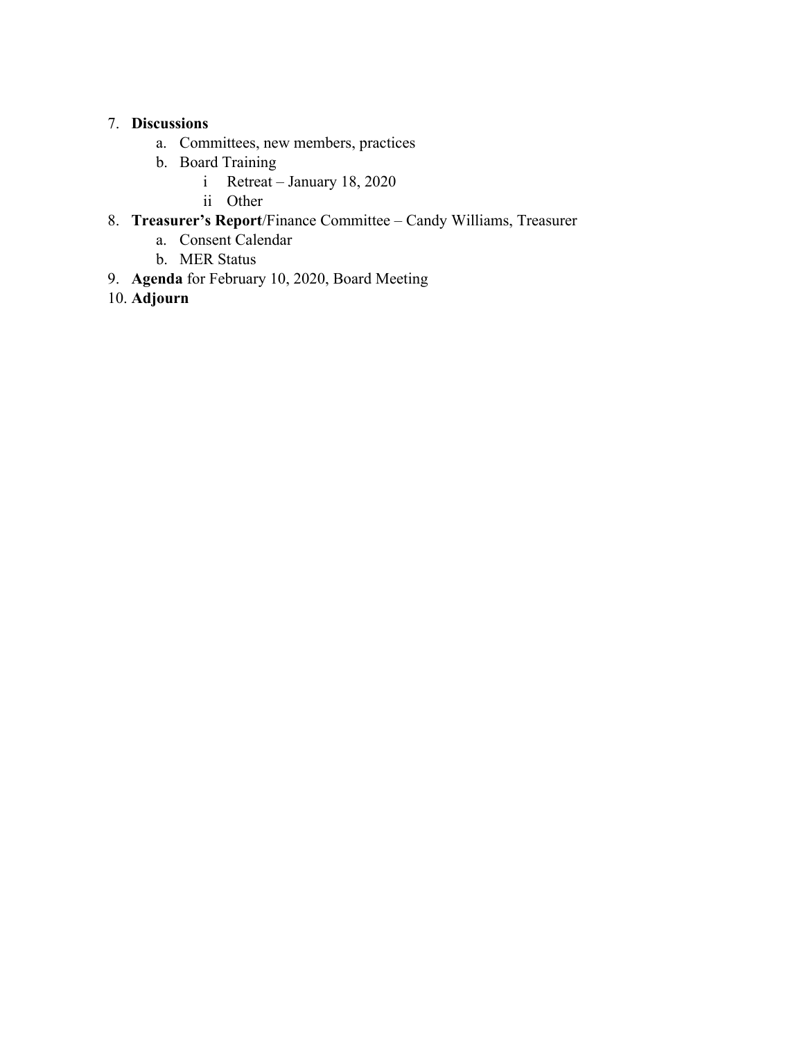7. **Discussions**
    a. Committees, new members, practices
    b. Board Training
        i Retreat – January 18, 2020
        ii Other
8. **Treasurer's Report**/Finance Committee – Candy Williams, Treasurer
    a. Consent Calendar
    b. MER Status
9. **Agenda** for February 10, 2020, Board Meeting
10. **Adjourn**